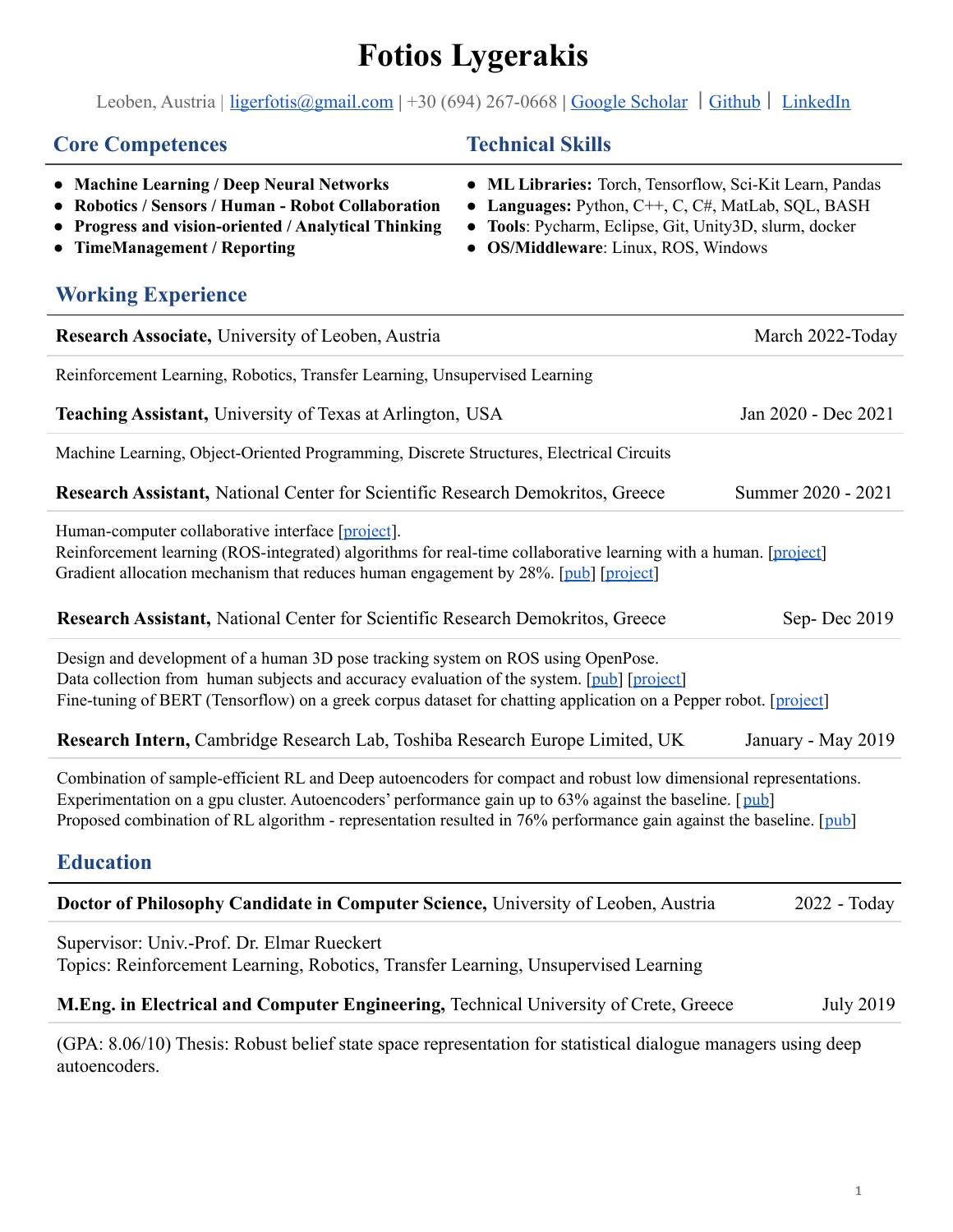# Fotios Lygerakis

Leoben, Austria | ligerfotis@gmail.com | +30 (694) 267-0668 | Google Scholar | Github | LinkedIn

## Core Competences

- **Machine Learning / Deep Neural Networks**
- **Robotics / Sensors / Human - Robot Collaboration**
- **Progress and vision-oriented / Analytical Thinking**
- **TimeManagement / Reporting**

## Technical Skills

- **ML Libraries:** Torch, Tensorflow, Sci-Kit Learn, Pandas
- **Languages:** Python, C++, C, C#, MatLab, SQL, BASH
- **Tools**: Pycharm, Eclipse, Git, Unity3D, slurm, docker
- **OS/Middleware**: Linux, ROS, Windows

## Working Experience

**Research Associate,** University of Leoben, Austria — March 2022-Today

Reinforcement Learning, Robotics, Transfer Learning, Unsupervised Learning

**Teaching Assistant,** University of Texas at Arlington, USA — Jan 2020 - Dec 2021

Machine Learning, Object-Oriented Programming, Discrete Structures, Electrical Circuits

**Research Assistant,** National Center for Scientific Research Demokritos, Greece — Summer 2020 - 2021

Human-computer collaborative interface [project].
Reinforcement learning (ROS-integrated) algorithms for real-time collaborative learning with a human. [project]
Gradient allocation mechanism that reduces human engagement by 28%. [pub] [project]

**Research Assistant,** National Center for Scientific Research Demokritos, Greece — Sep- Dec 2019

Design and development of a human 3D pose tracking system on ROS using OpenPose.
Data collection from human subjects and accuracy evaluation of the system. [pub] [project]
Fine-tuning of BERT (Tensorflow) on a greek corpus dataset for chatting application on a Pepper robot. [project]

**Research Intern,** Cambridge Research Lab, Toshiba Research Europe Limited, UK — January - May 2019

Combination of sample-efficient RL and Deep autoencoders for compact and robust low dimensional representations.
Experimentation on a gpu cluster. Autoencoders' performance gain up to 63% against the baseline. [pub]
Proposed combination of RL algorithm - representation resulted in 76% performance gain against the baseline. [pub]

## Education

**Doctor of Philosophy Candidate in Computer Science,** University of Leoben, Austria — 2022 - Today

Supervisor: Univ.-Prof. Dr. Elmar Rueckert
Topics: Reinforcement Learning, Robotics, Transfer Learning, Unsupervised Learning

**M.Eng. in Electrical and Computer Engineering,** Technical University of Crete, Greece — July 2019

(GPA: 8.06/10) Thesis: Robust belief state space representation for statistical dialogue managers using deep autoencoders.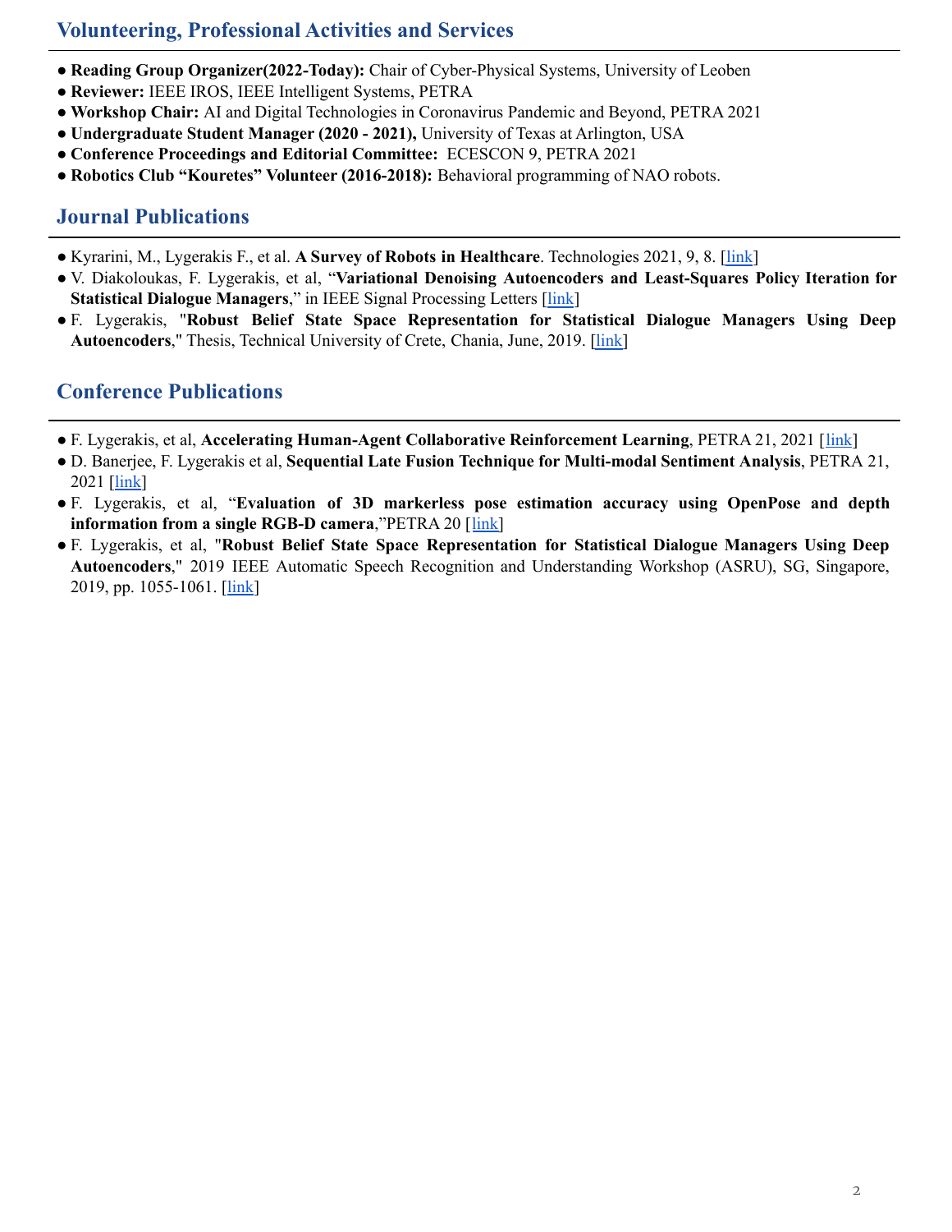## Volunteering, Professional Activities and Services

- **Reading Group Organizer(2022-Today):** Chair of Cyber-Physical Systems, University of Leoben
- **Reviewer:** IEEE IROS, IEEE Intelligent Systems, PETRA
- **Workshop Chair:** AI and Digital Technologies in Coronavirus Pandemic and Beyond, PETRA 2021
- **Undergraduate Student Manager (2020 - 2021),** University of Texas at Arlington, USA
- **Conference Proceedings and Editorial Committee:** ECESCON 9, PETRA 2021
- **Robotics Club "Kouretes" Volunteer (2016-2018):** Behavioral programming of NAO robots.

## Journal Publications

- Kyrarini, M., Lygerakis F., et al. **A Survey of Robots in Healthcare**. Technologies 2021, 9, 8. [link]
- V. Diakoloukas, F. Lygerakis, et al, "**Variational Denoising Autoencoders and Least-Squares Policy Iteration for Statistical Dialogue Managers**," in IEEE Signal Processing Letters [link]
- F. Lygerakis, "**Robust Belief State Space Representation for Statistical Dialogue Managers Using Deep Autoencoders**," Thesis, Technical University of Crete, Chania, June, 2019. [link]

## Conference Publications

- F. Lygerakis, et al, **Accelerating Human-Agent Collaborative Reinforcement Learning**, PETRA 21, 2021 [link]
- D. Banerjee, F. Lygerakis et al, **Sequential Late Fusion Technique for Multi-modal Sentiment Analysis**, PETRA 21, 2021 [link]
- F. Lygerakis, et al, "**Evaluation of 3D markerless pose estimation accuracy using OpenPose and depth information from a single RGB-D camera**,"PETRA 20 [link]
- F. Lygerakis, et al, "**Robust Belief State Space Representation for Statistical Dialogue Managers Using Deep Autoencoders**," 2019 IEEE Automatic Speech Recognition and Understanding Workshop (ASRU), SG, Singapore, 2019, pp. 1055-1061. [link]